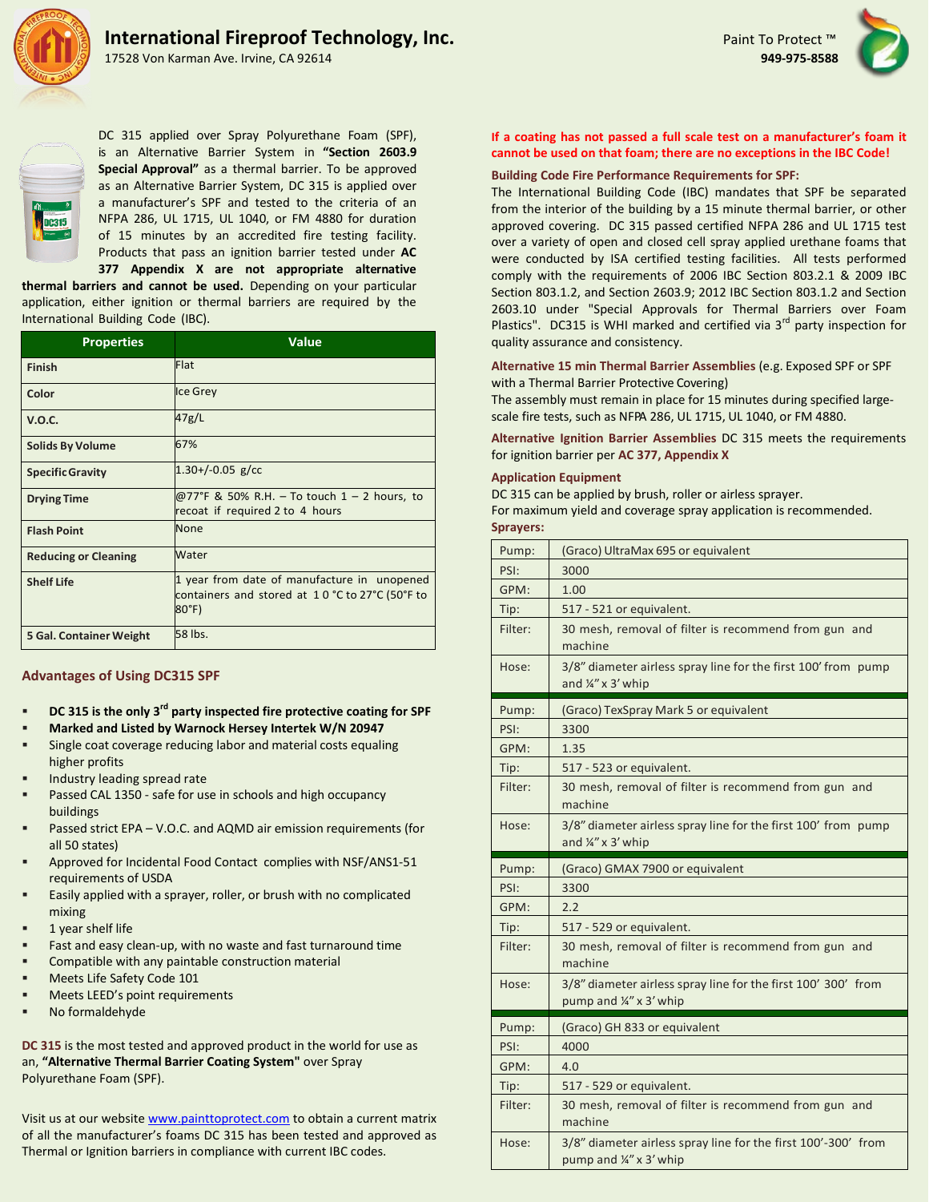# International Fireproof Technology, Inc.

17528 Von Karman Ave. Irvine, CA 92614

Paint To Protect ™
**949-975-8588**

DC 315 applied over Spray Polyurethane Foam (SPF), is an Alternative Barrier System in **"Section 2603.9 Special Approval"** as a thermal barrier. To be approved as an Alternative Barrier System, DC 315 is applied over a manufacturer's SPF and tested to the criteria of an NFPA 286, UL 1715, UL 1040, or FM 4880 for duration of 15 minutes by an accredited fire testing facility. Products that pass an ignition barrier tested under **AC 377 Appendix X are not appropriate alternative thermal barriers and cannot be used.** Depending on your particular application, either ignition or thermal barriers are required by the International Building Code (IBC).

| Properties | Value |
|---|---|
| **Finish** | Flat |
| **Color** | Ice Grey |
| **V.O.C.** | 47g/L |
| **Solids By Volume** | 67% |
| **Specific Gravity** | 1.30+/-0.05 g/cc |
| **Drying Time** | @77°F & 50% R.H. – To touch 1 – 2 hours, to recoat if required 2 to 4 hours |
| **Flash Point** | None |
| **Reducing or Cleaning** | Water |
| **Shelf Life** | 1 year from date of manufacture in unopened containers and stored at 1 0 °C to 27°C (50°F to 80°F) |
| **5 Gal. Container Weight** | 58 lbs. |

## Advantages of Using DC315 SPF

- **DC 315 is the only 3rd party inspected fire protective coating for SPF**
- **Marked and Listed by Warnock Hersey Intertek W/N 20947**
- Single coat coverage reducing labor and material costs equaling higher profits
- Industry leading spread rate
- Passed CAL 1350 - safe for use in schools and high occupancy buildings
- Passed strict EPA – V.O.C. and AQMD air emission requirements (for all 50 states)
- Approved for Incidental Food Contact complies with NSF/ANS1-51 requirements of USDA
- Easily applied with a sprayer, roller, or brush with no complicated mixing
- 1 year shelf life
- Fast and easy clean-up, with no waste and fast turnaround time
- Compatible with any paintable construction material
- Meets Life Safety Code 101
- Meets LEED's point requirements
- No formaldehyde

**DC 315** is the most tested and approved product in the world for use as an, **"Alternative Thermal Barrier Coating System"** over Spray Polyurethane Foam (SPF).

Visit us at our website [www.painttoprotect.com](http://www.painttoprotect.com) to obtain a current matrix of all the manufacturer's foams DC 315 has been tested and approved as Thermal or Ignition barriers in compliance with current IBC codes.

**If a coating has not passed a full scale test on a manufacturer's foam it cannot be used on that foam; there are no exceptions in the IBC Code!**

### Building Code Fire Performance Requirements for SPF:

The International Building Code (IBC) mandates that SPF be separated from the interior of the building by a 15 minute thermal barrier, or other approved covering. DC 315 passed certified NFPA 286 and UL 1715 test over a variety of open and closed cell spray applied urethane foams that were conducted by ISA certified testing facilities. All tests performed comply with the requirements of 2006 IBC Section 803.2.1 & 2009 IBC Section 803.1.2, and Section 2603.9; 2012 IBC Section 803.1.2 and Section 2603.10 under "Special Approvals for Thermal Barriers over Foam Plastics". DC315 is WHI marked and certified via 3rd party inspection for quality assurance and consistency.

**Alternative 15 min Thermal Barrier Assemblies** (e.g. Exposed SPF or SPF with a Thermal Barrier Protective Covering)
The assembly must remain in place for 15 minutes during specified large-scale fire tests, such as NFPA 286, UL 1715, UL 1040, or FM 4880.

**Alternative Ignition Barrier Assemblies** DC 315 meets the requirements for ignition barrier per **AC 377, Appendix X**

### Application Equipment

DC 315 can be applied by brush, roller or airless sprayer.
For maximum yield and coverage spray application is recommended.

**Sprayers:**

| | |
|---|---|
| Pump: | (Graco) UltraMax 695 or equivalent |
| PSI: | 3000 |
| GPM: | 1.00 |
| Tip: | 517 - 521 or equivalent. |
| Filter: | 30 mesh, removal of filter is recommend from gun and machine |
| Hose: | 3/8" diameter airless spray line for the first 100' from pump and ¼" x 3' whip |
| Pump: | (Graco) TexSpray Mark 5 or equivalent |
| PSI: | 3300 |
| GPM: | 1.35 |
| Tip: | 517 - 523 or equivalent. |
| Filter: | 30 mesh, removal of filter is recommend from gun and machine |
| Hose: | 3/8" diameter airless spray line for the first 100' from pump and ¼" x 3' whip |
| Pump: | (Graco) GMAX 7900 or equivalent |
| PSI: | 3300 |
| GPM: | 2.2 |
| Tip: | 517 - 529 or equivalent. |
| Filter: | 30 mesh, removal of filter is recommend from gun and machine |
| Hose: | 3/8" diameter airless spray line for the first 100' 300' from pump and ¼" x 3' whip |
| Pump: | (Graco) GH 833 or equivalent |
| PSI: | 4000 |
| GPM: | 4.0 |
| Tip: | 517 - 529 or equivalent. |
| Filter: | 30 mesh, removal of filter is recommend from gun and machine |
| Hose: | 3/8" diameter airless spray line for the first 100'-300' from pump and ¼" x 3' whip |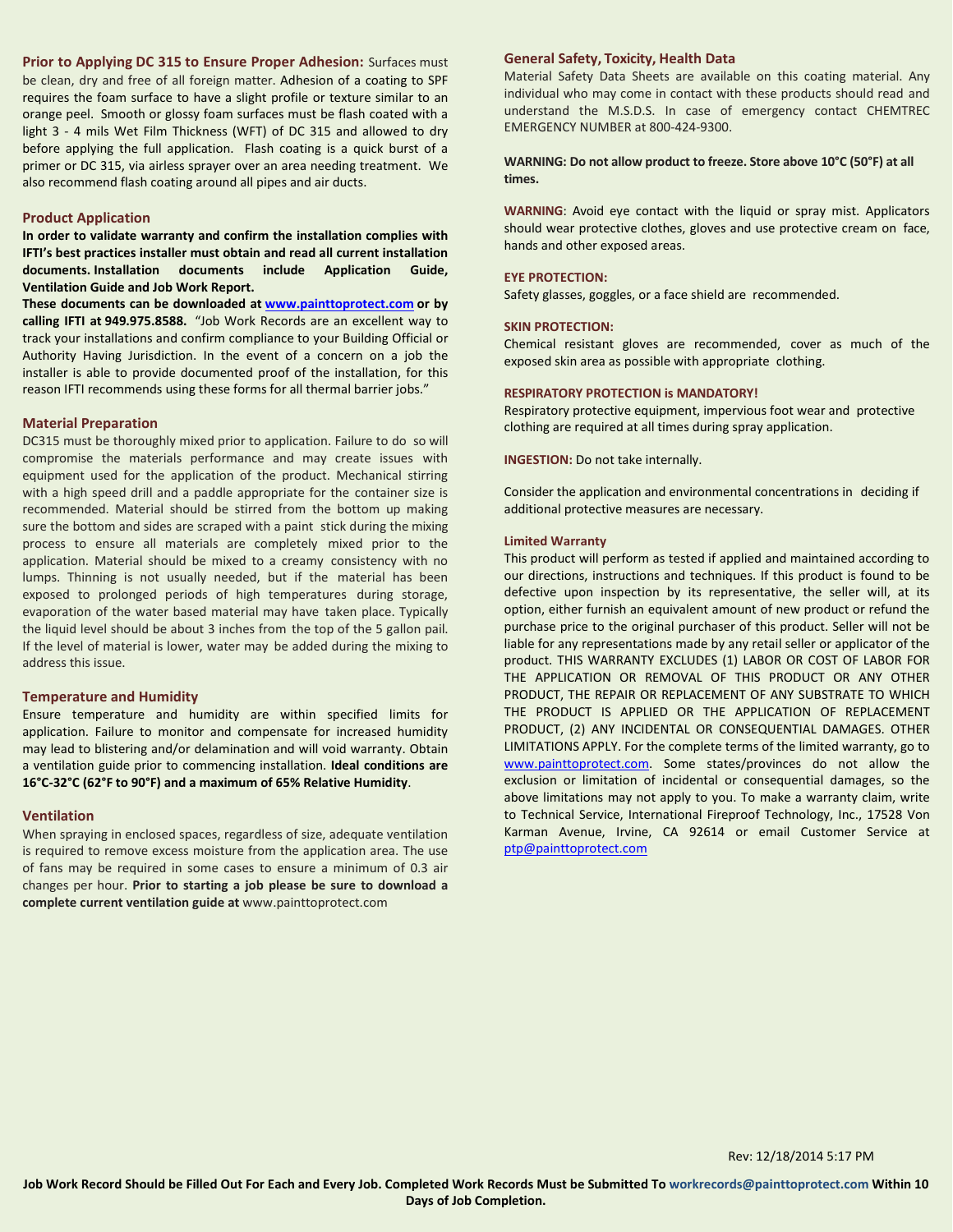## Prior to Applying DC 315 to Ensure Proper Adhesion:

Surfaces must be clean, dry and free of all foreign matter. Adhesion of a coating to SPF requires the foam surface to have a slight profile or texture similar to an orange peel. Smooth or glossy foam surfaces must be flash coated with a light 3 - 4 mils Wet Film Thickness (WFT) of DC 315 and allowed to dry before applying the full application. Flash coating is a quick burst of a primer or DC 315, via airless sprayer over an area needing treatment. We also recommend flash coating around all pipes and air ducts.

## Product Application

**In order to validate warranty and confirm the installation complies with IFTI's best practices installer must obtain and read all current installation documents. Installation documents include Application Guide, Ventilation Guide and Job Work Report.**

**These documents can be downloaded at www.painttoprotect.com or by calling IFTI at 949.975.8588.** "Job Work Records are an excellent way to track your installations and confirm compliance to your Building Official or Authority Having Jurisdiction. In the event of a concern on a job the installer is able to provide documented proof of the installation, for this reason IFTI recommends using these forms for all thermal barrier jobs."

## Material Preparation

DC315 must be thoroughly mixed prior to application. Failure to do so will compromise the materials performance and may create issues with equipment used for the application of the product. Mechanical stirring with a high speed drill and a paddle appropriate for the container size is recommended. Material should be stirred from the bottom up making sure the bottom and sides are scraped with a paint stick during the mixing process to ensure all materials are completely mixed prior to the application. Material should be mixed to a creamy consistency with no lumps. Thinning is not usually needed, but if the material has been exposed to prolonged periods of high temperatures during storage, evaporation of the water based material may have taken place. Typically the liquid level should be about 3 inches from the top of the 5 gallon pail. If the level of material is lower, water may be added during the mixing to address this issue.

## Temperature and Humidity

Ensure temperature and humidity are within specified limits for application. Failure to monitor and compensate for increased humidity may lead to blistering and/or delamination and will void warranty. Obtain a ventilation guide prior to commencing installation. **Ideal conditions are 16°C-32°C (62°F to 90°F) and a maximum of 65% Relative Humidity**.

## Ventilation

When spraying in enclosed spaces, regardless of size, adequate ventilation is required to remove excess moisture from the application area. The use of fans may be required in some cases to ensure a minimum of 0.3 air changes per hour. **Prior to starting a job please be sure to download a complete current ventilation guide at** www.painttoprotect.com

## General Safety, Toxicity, Health Data

Material Safety Data Sheets are available on this coating material. Any individual who may come in contact with these products should read and understand the M.S.D.S. In case of emergency contact CHEMTREC EMERGENCY NUMBER at 800-424-9300.

**WARNING: Do not allow product to freeze. Store above 10°C (50°F) at all times.**

**WARNING**: Avoid eye contact with the liquid or spray mist. Applicators should wear protective clothes, gloves and use protective cream on face, hands and other exposed areas.

**EYE PROTECTION:**

Safety glasses, goggles, or a face shield are recommended.

**SKIN PROTECTION:**

Chemical resistant gloves are recommended, cover as much of the exposed skin area as possible with appropriate clothing.

**RESPIRATORY PROTECTION is MANDATORY!**

Respiratory protective equipment, impervious foot wear and protective clothing are required at all times during spray application.

**INGESTION:** Do not take internally.

Consider the application and environmental concentrations in deciding if additional protective measures are necessary.

**Limited Warranty**

This product will perform as tested if applied and maintained according to our directions, instructions and techniques. If this product is found to be defective upon inspection by its representative, the seller will, at its option, either furnish an equivalent amount of new product or refund the purchase price to the original purchaser of this product. Seller will not be liable for any representations made by any retail seller or applicator of the product. THIS WARRANTY EXCLUDES (1) LABOR OR COST OF LABOR FOR THE APPLICATION OR REMOVAL OF THIS PRODUCT OR ANY OTHER PRODUCT, THE REPAIR OR REPLACEMENT OF ANY SUBSTRATE TO WHICH THE PRODUCT IS APPLIED OR THE APPLICATION OF REPLACEMENT PRODUCT, (2) ANY INCIDENTAL OR CONSEQUENTIAL DAMAGES. OTHER LIMITATIONS APPLY. For the complete terms of the limited warranty, go to www.painttoprotect.com. Some states/provinces do not allow the exclusion or limitation of incidental or consequential damages, so the above limitations may not apply to you. To make a warranty claim, write to Technical Service, International Fireproof Technology, Inc., 17528 Von Karman Avenue, Irvine, CA 92614 or email Customer Service at ptp@painttoprotect.com

Rev: 12/18/2014 5:17 PM

**Job Work Record Should be Filled Out For Each and Every Job. Completed Work Records Must be Submitted To workrecords@painttoprotect.com Within 10 Days of Job Completion.**